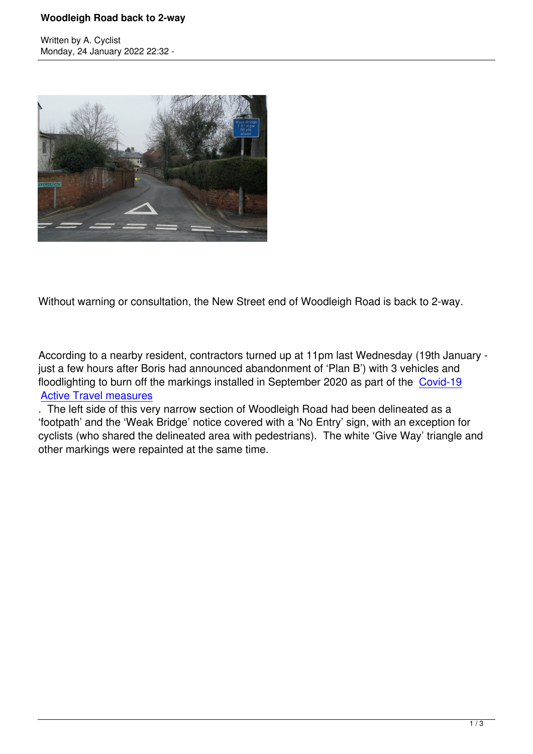# Woodleigh Road back to 2-way

Written by A. Cyclist
Monday, 24 January 2022 22:32 -

Without warning or consultation, the New Street end of Woodleigh Road is back to 2-way.

According to a nearby resident, contractors turned up at 11pm last Wednesday (19th January - just a few hours after Boris had announced abandonment of 'Plan B') with 3 vehicles and floodlighting to burn off the markings installed in September 2020 as part of the Covid-19 Active Travel measures. The left side of this very narrow section of Woodleigh Road had been delineated as a 'footpath' and the 'Weak Bridge' notice covered with a 'No Entry' sign, with an exception for cyclists (who shared the delineated area with pedestrians). The white 'Give Way' triangle and other markings were repainted at the same time.